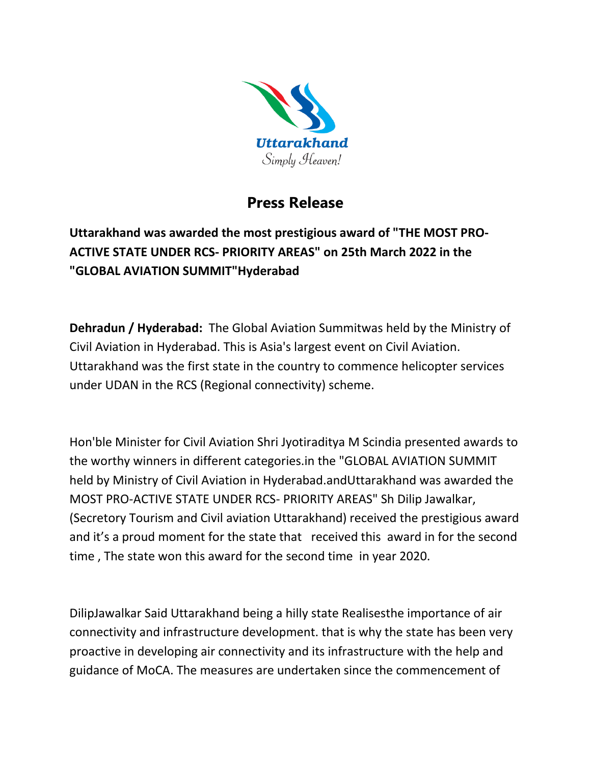Uttarakhand
Simply Heaven!

# Press Release

**Uttarakhand was awarded the most prestigious award of "THE MOST PRO-ACTIVE STATE UNDER RCS- PRIORITY AREAS" on 25th March 2022 in the "GLOBAL AVIATION SUMMIT"Hyderabad**

**Dehradun / Hyderabad:** The Global Aviation Summitwas held by the Ministry of Civil Aviation in Hyderabad. This is Asia's largest event on Civil Aviation. Uttarakhand was the first state in the country to commence helicopter services under UDAN in the RCS (Regional connectivity) scheme.

Hon'ble Minister for Civil Aviation Shri Jyotiraditya M Scindia presented awards to the worthy winners in different categories.in the "GLOBAL AVIATION SUMMIT held by Ministry of Civil Aviation in Hyderabad.andUttarakhand was awarded the MOST PRO-ACTIVE STATE UNDER RCS- PRIORITY AREAS" Sh Dilip Jawalkar, (Secretory Tourism and Civil aviation Uttarakhand) received the prestigious award and it's a proud moment for the state that received this award in for the second time , The state won this award for the second time in year 2020.

DilipJawalkar Said Uttarakhand being a hilly state Realisesthe importance of air connectivity and infrastructure development. that is why the state has been very proactive in developing air connectivity and its infrastructure with the help and guidance of MoCA. The measures are undertaken since the commencement of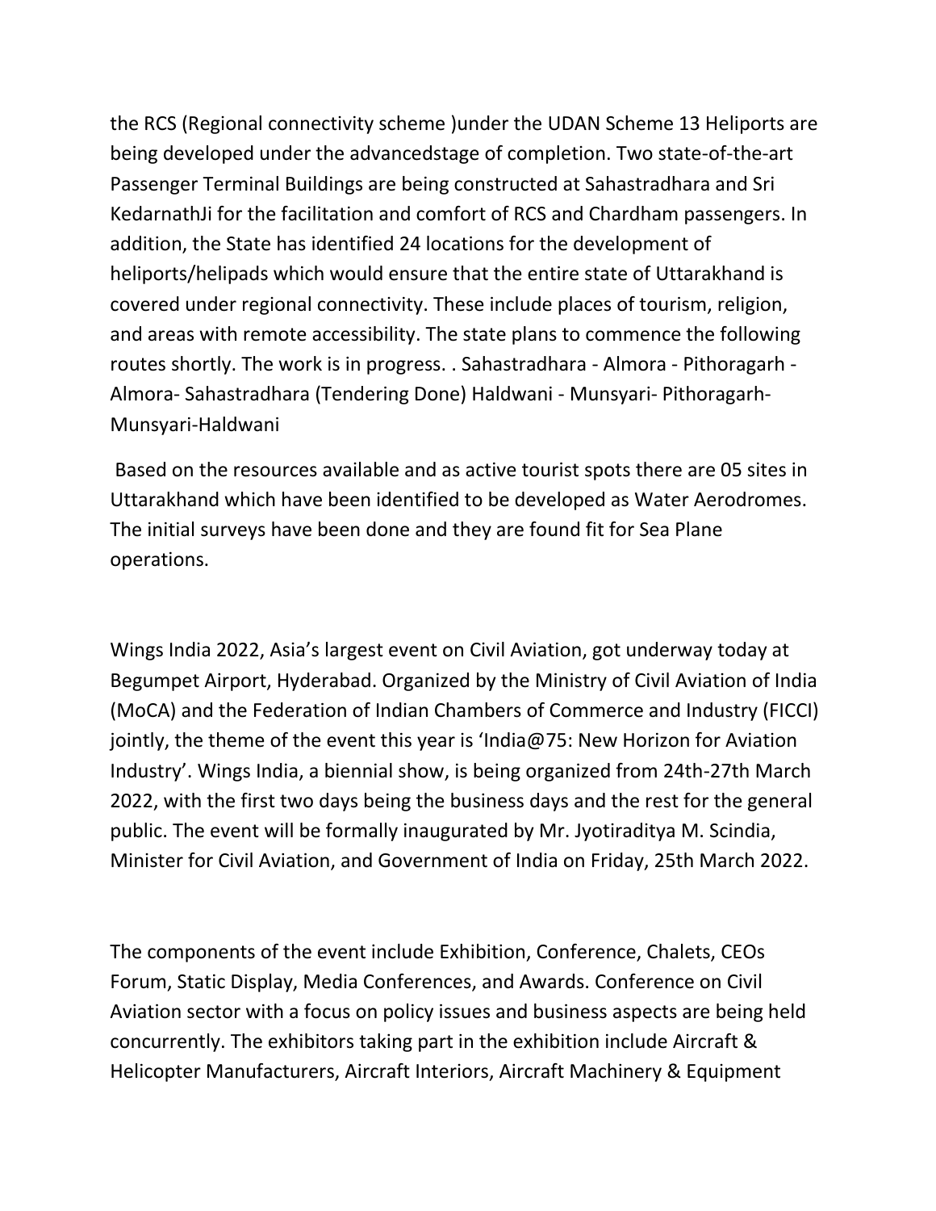the RCS (Regional connectivity scheme )under the UDAN Scheme 13 Heliports are being developed under the advancedstage of completion. Two state-of-the-art Passenger Terminal Buildings are being constructed at Sahastradhara and Sri KedarnathJi for the facilitation and comfort of RCS and Chardham passengers. In addition, the State has identified 24 locations for the development of heliports/helipads which would ensure that the entire state of Uttarakhand is covered under regional connectivity. These include places of tourism, religion, and areas with remote accessibility. The state plans to commence the following routes shortly. The work is in progress. . Sahastradhara - Almora - Pithoragarh - Almora- Sahastradhara (Tendering Done) Haldwani - Munsyari- Pithoragarh- Munsyari-Haldwani

Based on the resources available and as active tourist spots there are 05 sites in Uttarakhand which have been identified to be developed as Water Aerodromes. The initial surveys have been done and they are found fit for Sea Plane operations.

Wings India 2022, Asia's largest event on Civil Aviation, got underway today at Begumpet Airport, Hyderabad. Organized by the Ministry of Civil Aviation of India (MoCA) and the Federation of Indian Chambers of Commerce and Industry (FICCI) jointly, the theme of the event this year is 'India@75: New Horizon for Aviation Industry'. Wings India, a biennial show, is being organized from 24th-27th March 2022, with the first two days being the business days and the rest for the general public. The event will be formally inaugurated by Mr. Jyotiraditya M. Scindia, Minister for Civil Aviation, and Government of India on Friday, 25th March 2022.

The components of the event include Exhibition, Conference, Chalets, CEOs Forum, Static Display, Media Conferences, and Awards. Conference on Civil Aviation sector with a focus on policy issues and business aspects are being held concurrently. The exhibitors taking part in the exhibition include Aircraft & Helicopter Manufacturers, Aircraft Interiors, Aircraft Machinery & Equipment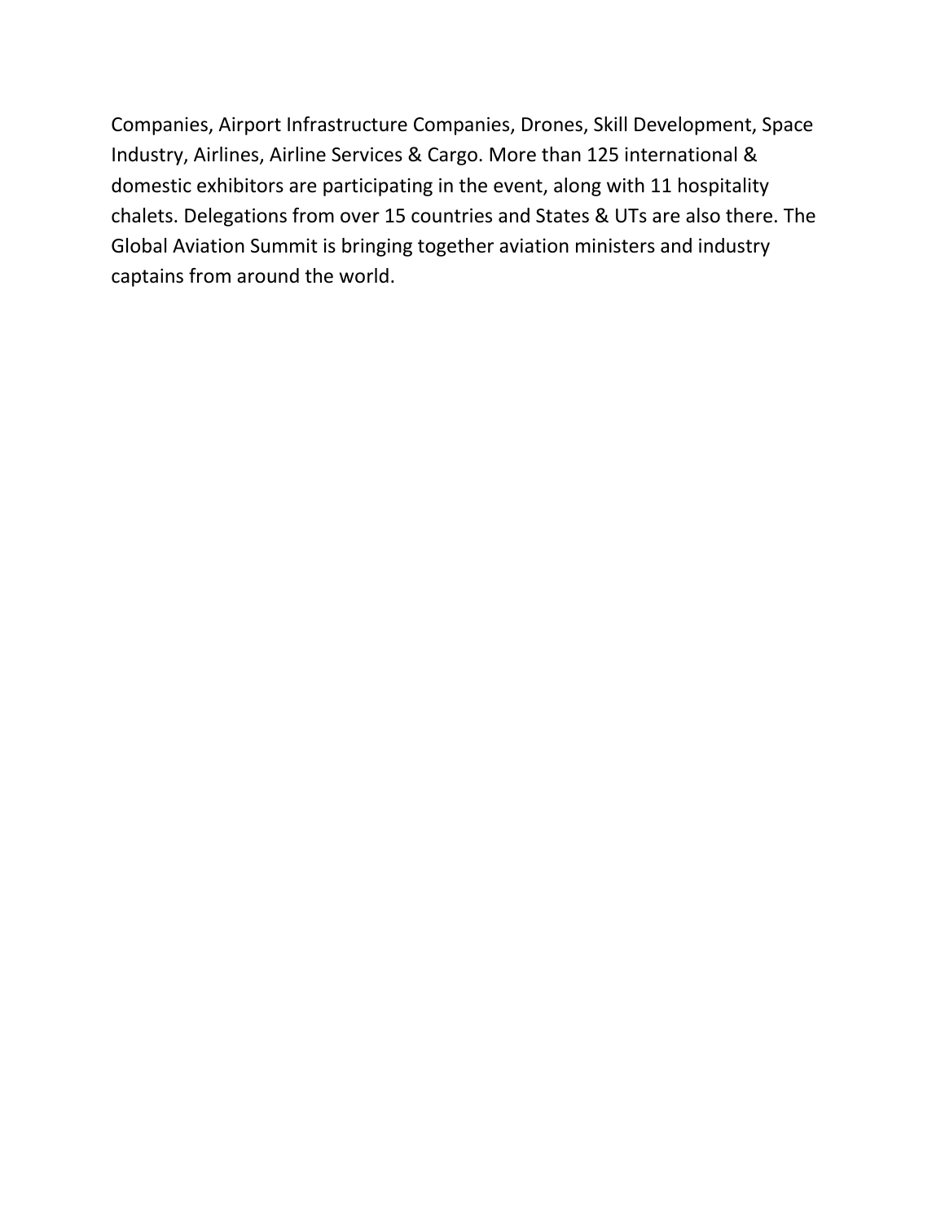Companies, Airport Infrastructure Companies, Drones, Skill Development, Space Industry, Airlines, Airline Services & Cargo. More than 125 international & domestic exhibitors are participating in the event, along with 11 hospitality chalets. Delegations from over 15 countries and States & UTs are also there. The Global Aviation Summit is bringing together aviation ministers and industry captains from around the world.